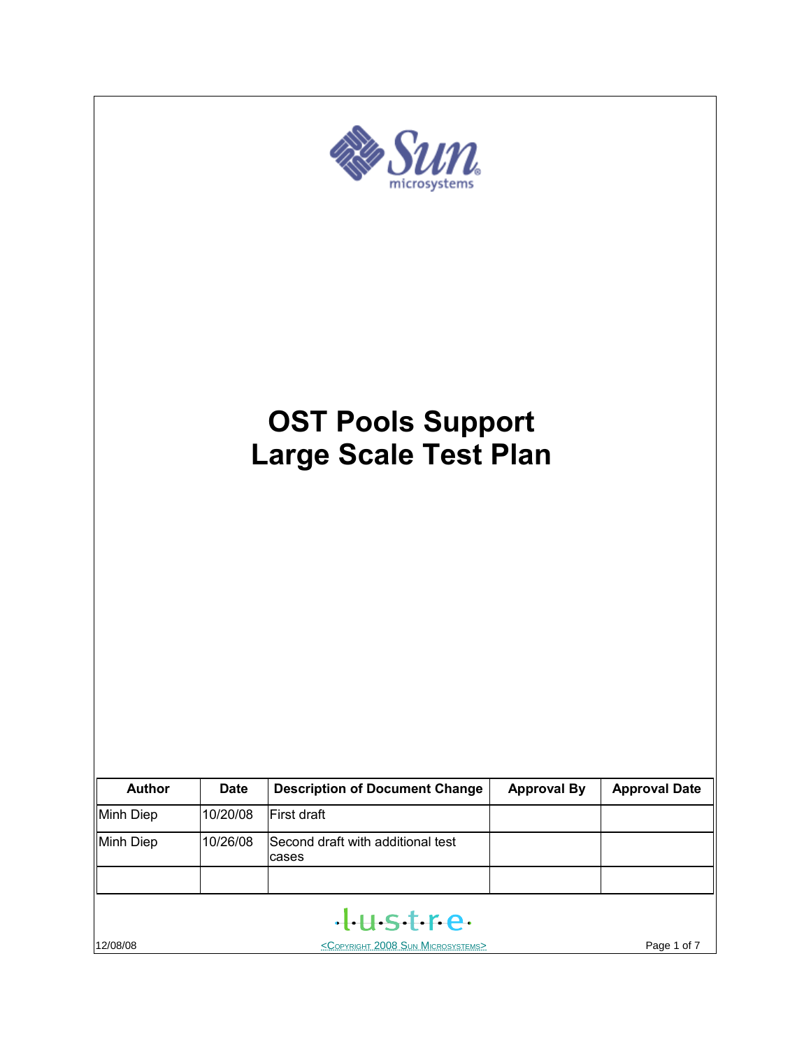# OST Pools Support Large Scale Test Plan

| Author | Date | Description of Document Change | Approval By | Approval Date |
|---|---|---|---|---|
| Minh Diep | 10/20/08 | First draft | | |
| Minh Diep | 10/26/08 | Second draft with additional test cases | | |
| | | | | |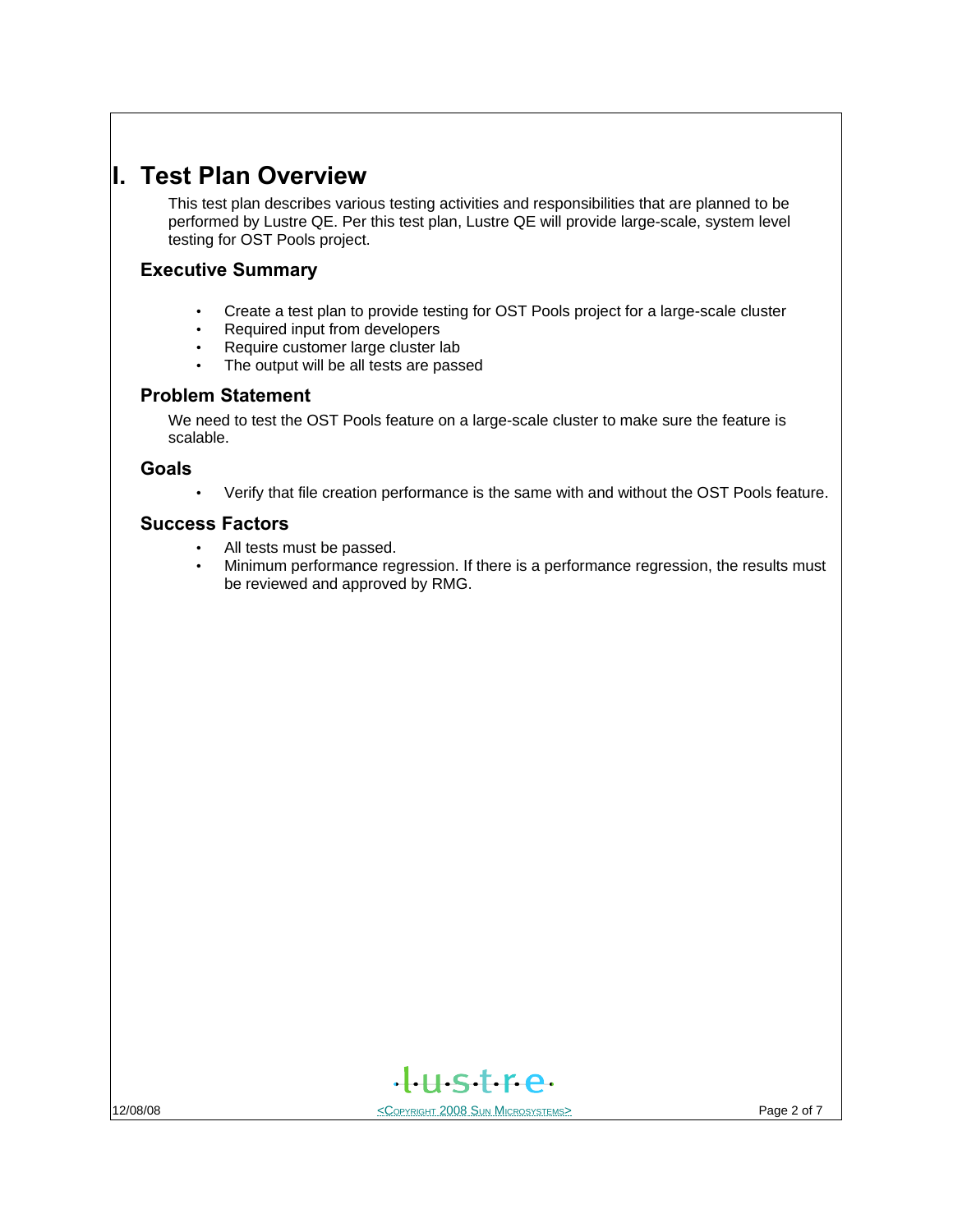# I. Test Plan Overview

This test plan describes various testing activities and responsibilities that are planned to be performed by Lustre QE. Per this test plan, Lustre QE will provide large-scale, system level testing for OST Pools project.

## Executive Summary

- Create a test plan to provide testing for OST Pools project for a large-scale cluster
- Required input from developers
- Require customer large cluster lab
- The output will be all tests are passed

## Problem Statement

We need to test the OST Pools feature on a large-scale cluster to make sure the feature is scalable.

## Goals

- Verify that file creation performance is the same with and without the OST Pools feature.

## Success Factors

- All tests must be passed.
- Minimum performance regression. If there is a performance regression, the results must be reviewed and approved by RMG.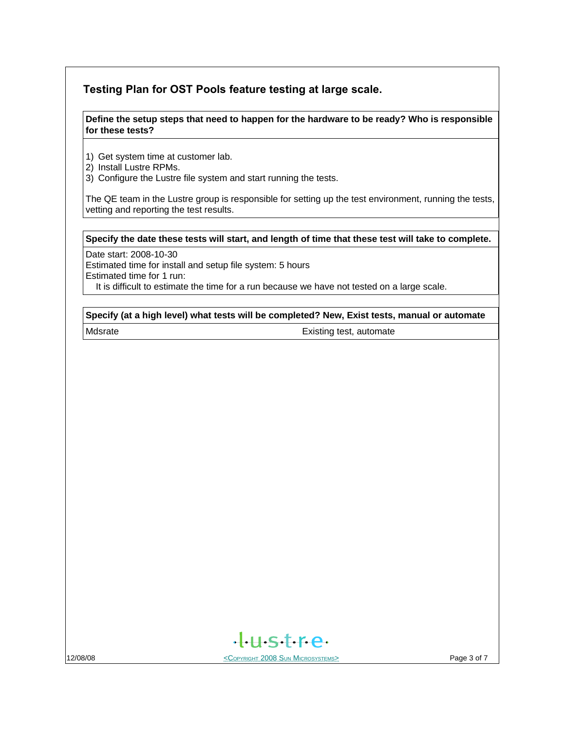## Testing Plan for OST Pools feature testing at large scale.

**Define the setup steps that need to happen for the hardware to be ready? Who is responsible for these tests?**

1) Get system time at customer lab.
2) Install Lustre RPMs.
3) Configure the Lustre file system and start running the tests.

The QE team in the Lustre group is responsible for setting up the test environment, running the tests, vetting and reporting the test results.

**Specify the date these tests will start, and length of time that these test will take to complete.**

Date start: 2008-10-30
Estimated time for install and setup file system: 5 hours
Estimated time for 1 run:
  It is difficult to estimate the time for a run because we have not tested on a large scale.

**Specify (at a high level) what tests will be completed? New, Exist tests, manual or automate**

| Mdsrate | Existing test, automate |
|---|---|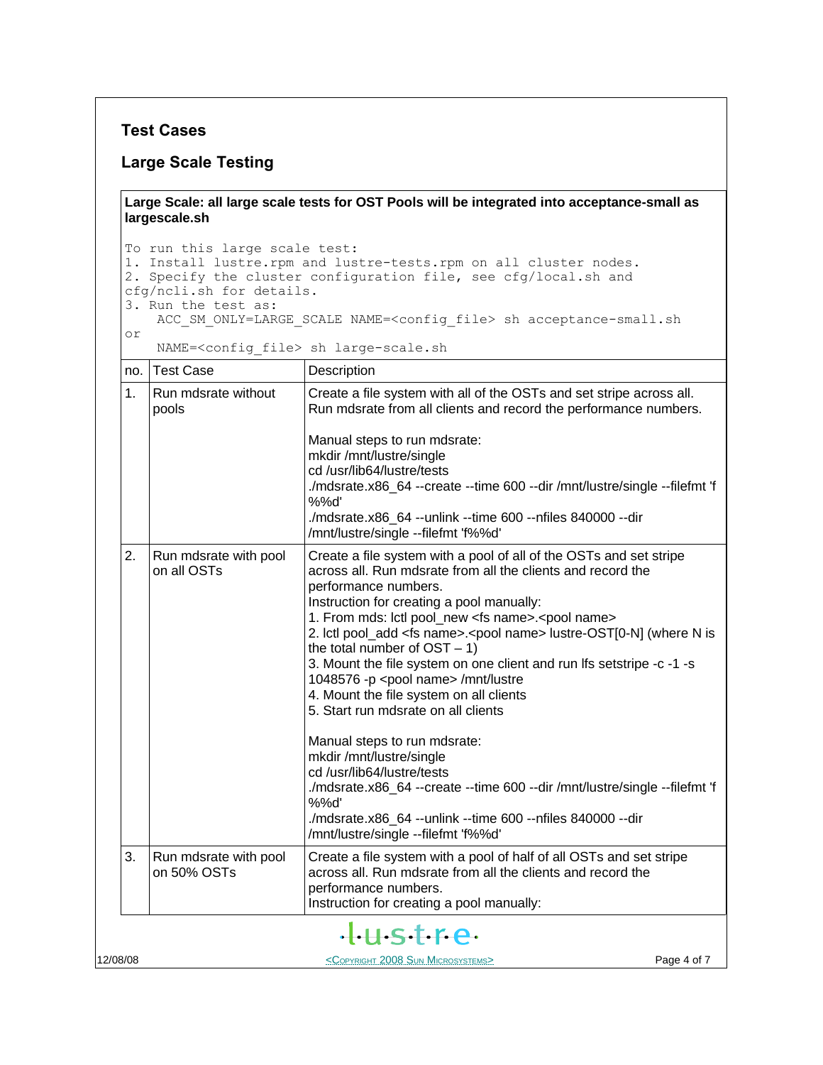## Test Cases

## Large Scale Testing

**Large Scale: all large scale tests for OST Pools will be integrated into acceptance-small as largescale.sh**

```
To run this large scale test:
1. Install lustre.rpm and lustre-tests.rpm on all cluster nodes.
2. Specify the cluster configuration file, see cfg/local.sh and
cfg/ncli.sh for details.
3. Run the test as:
    ACC_SM_ONLY=LARGE_SCALE NAME=<config_file> sh acceptance-small.sh
or
    NAME=<config_file> sh large-scale.sh
```

| no. | Test Case | Description |
|---|---|---|
| 1. | Run mdsrate without pools | Create a file system with all of the OSTs and set stripe across all. Run mdsrate from all clients and record the performance numbers.<br><br>Manual steps to run mdsrate:<br>mkdir /mnt/lustre/single<br>cd /usr/lib64/lustre/tests<br>./mdsrate.x86_64 --create --time 600 --dir /mnt/lustre/single --filefmt 'f%%d'<br>./mdsrate.x86_64 --unlink --time 600 --nfiles 840000 --dir /mnt/lustre/single --filefmt 'f%%d' |
| 2. | Run mdsrate with pool on all OSTs | Create a file system with a pool of all of the OSTs and set stripe across all. Run mdsrate from all the clients and record the performance numbers.<br>Instruction for creating a pool manually:<br>1. From mds: lctl pool_new <fs name>.<pool name><br>2. lctl pool_add <fs name>.<pool name> lustre-OST[0-N] (where N is the total number of OST – 1)<br>3. Mount the file system on one client and run lfs setstripe -c -1 -s 1048576 -p <pool name> /mnt/lustre<br>4. Mount the file system on all clients<br>5. Start run mdsrate on all clients<br><br>Manual steps to run mdsrate:<br>mkdir /mnt/lustre/single<br>cd /usr/lib64/lustre/tests<br>./mdsrate.x86_64 --create --time 600 --dir /mnt/lustre/single --filefmt 'f%%d'<br>./mdsrate.x86_64 --unlink --time 600 --nfiles 840000 --dir /mnt/lustre/single --filefmt 'f%%d' |
| 3. | Run mdsrate with pool on 50% OSTs | Create a file system with a pool of half of all OSTs and set stripe across all. Run mdsrate from all the clients and record the performance numbers.<br>Instruction for creating a pool manually: |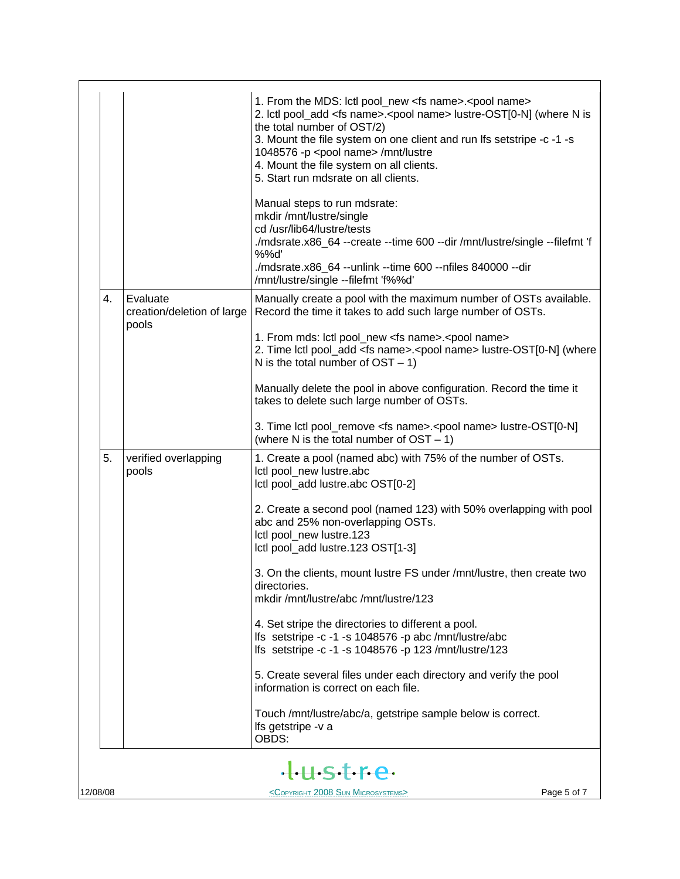| | | |
|---|---|---|
| | | 1. From the MDS: lctl pool_new <fs name>.<pool name><br>2. lctl pool_add <fs name>.<pool name> lustre-OST[0-N] (where N is the total number of OST/2)<br>3. Mount the file system on one client and run lfs setstripe -c -1 -s 1048576 -p <pool name> /mnt/lustre<br>4. Mount the file system on all clients.<br>5. Start run mdsrate on all clients.<br><br>Manual steps to run mdsrate:<br>mkdir /mnt/lustre/single<br>cd /usr/lib64/lustre/tests<br>./mdsrate.x86_64 --create --time 600 --dir /mnt/lustre/single --filefmt 'f%%d'<br>./mdsrate.x86_64 --unlink --time 600 --nfiles 840000 --dir /mnt/lustre/single --filefmt 'f%%d' |
| 4. | Evaluate creation/deletion of large pools | Manually create a pool with the maximum number of OSTs available. Record the time it takes to add such large number of OSTs.<br><br>1. From mds: lctl pool_new <fs name>.<pool name><br>2. Time lctl pool_add <fs name>.<pool name> lustre-OST[0-N] (where N is the total number of OST – 1)<br><br>Manually delete the pool in above configuration. Record the time it takes to delete such large number of OSTs.<br><br>3. Time lctl pool_remove <fs name>.<pool name> lustre-OST[0-N] (where N is the total number of OST – 1) |
| 5. | verified overlapping pools | 1. Create a pool (named abc) with 75% of the number of OSTs.<br>lctl pool_new lustre.abc<br>lctl pool_add lustre.abc OST[0-2]<br><br>2. Create a second pool (named 123) with 50% overlapping with pool abc and 25% non-overlapping OSTs.<br>lctl pool_new lustre.123<br>lctl pool_add lustre.123 OST[1-3]<br><br>3. On the clients, mount lustre FS under /mnt/lustre, then create two directories.<br>mkdir /mnt/lustre/abc /mnt/lustre/123<br><br>4. Set stripe the directories to different a pool.<br>lfs setstripe -c -1 -s 1048576 -p abc /mnt/lustre/abc<br>lfs setstripe -c -1 -s 1048576 -p 123 /mnt/lustre/123<br><br>5. Create several files under each directory and verify the pool information is correct on each file.<br><br>Touch /mnt/lustre/abc/a, getstripe sample below is correct.<br>lfs getstripe -v a<br>OBDS: |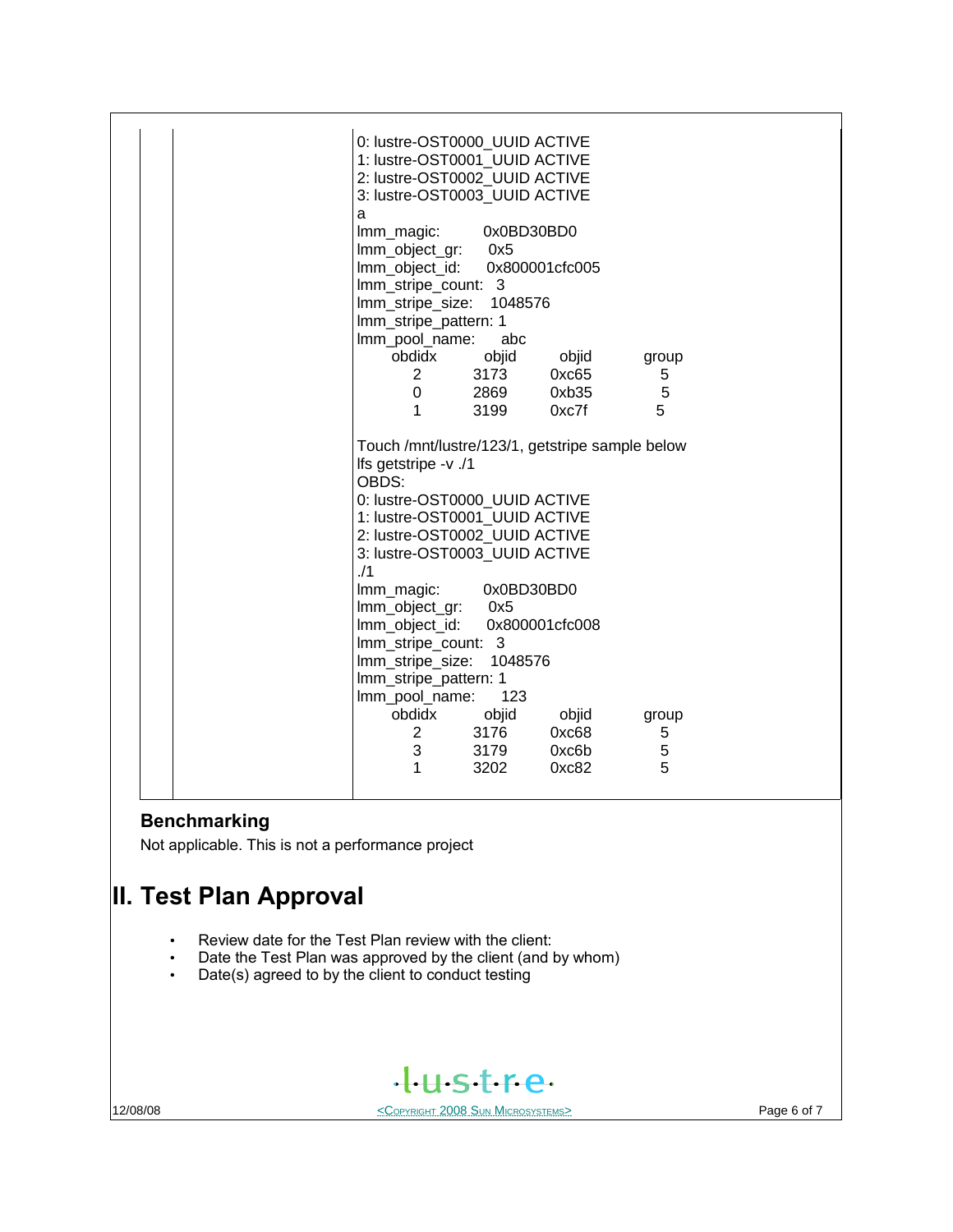```
0: lustre-OST0000_UUID ACTIVE
1: lustre-OST0001_UUID ACTIVE
2: lustre-OST0002_UUID ACTIVE
3: lustre-OST0003_UUID ACTIVE
a
lmm_magic:          0x0BD30BD0
lmm_object_gr:      0x5
lmm_object_id:      0x800001cfc005
lmm_stripe_count:   3
lmm_stripe_size:    1048576
lmm_stripe_pattern: 1
lmm_pool_name:      abc
        obdidx          objid          objid          group
             2           3173          0xc65              5
             0           2869          0xb35              5
             1           3199          0xc7f              5
```

Touch /mnt/lustre/123/1, getstripe sample below

```
lfs getstripe -v ./1
OBDS:
0: lustre-OST0000_UUID ACTIVE
1: lustre-OST0001_UUID ACTIVE
2: lustre-OST0002_UUID ACTIVE
3: lustre-OST0003_UUID ACTIVE
./1
lmm_magic:          0x0BD30BD0
lmm_object_gr:      0x5
lmm_object_id:      0x800001cfc008
lmm_stripe_count:   3
lmm_stripe_size:    1048576
lmm_stripe_pattern: 1
lmm_pool_name:      123
        obdidx          objid          objid          group
             2           3176          0xc68              5
             3           3179          0xc6b              5
             1           3202          0xc82              5
```

### Benchmarking

Not applicable. This is not a performance project

# II. Test Plan Approval

- Review date for the Test Plan review with the client:
- Date the Test Plan was approved by the client (and by whom)
- Date(s) agreed to by the client to conduct testing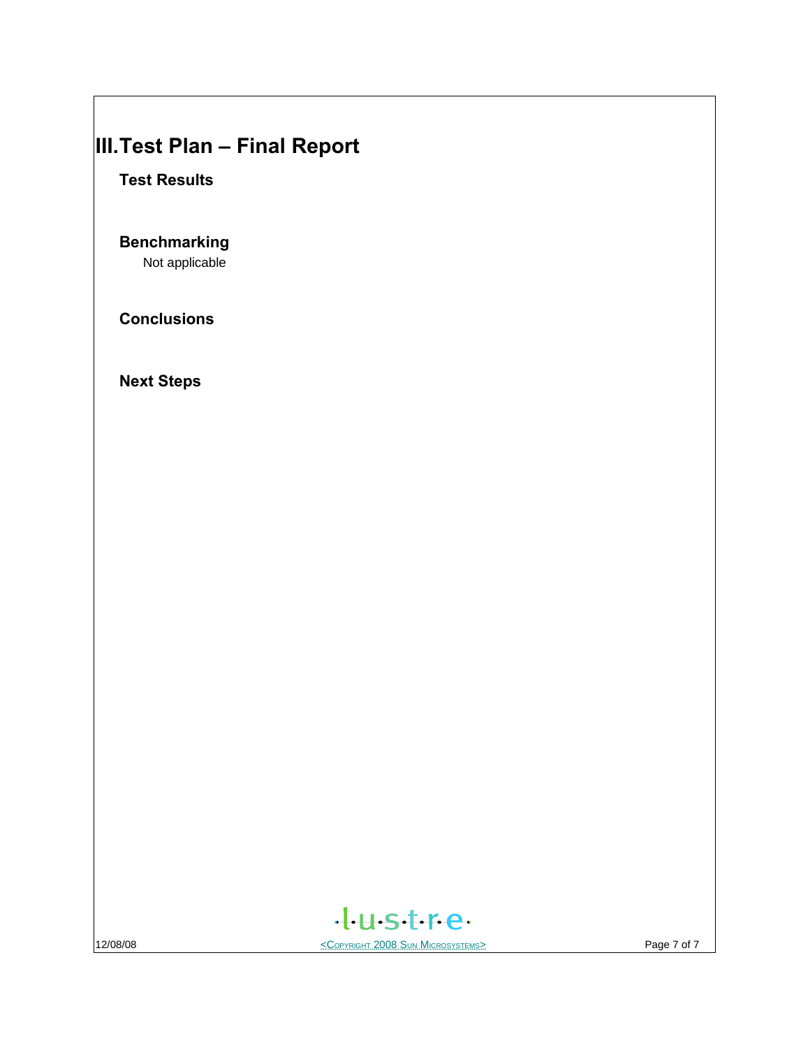# III. Test Plan – Final Report

## Test Results

## Benchmarking

Not applicable

## Conclusions

## Next Steps